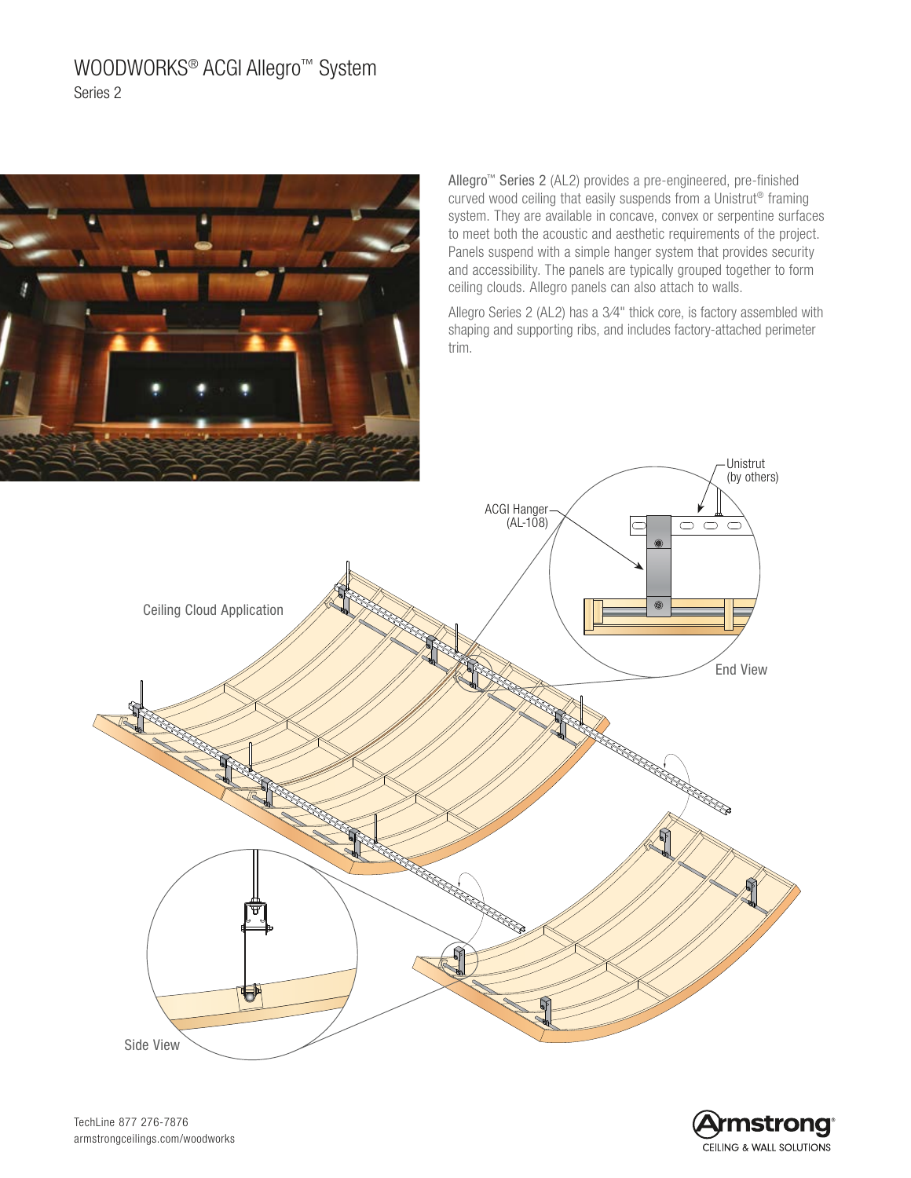# WOODWORKS® ACGI Allegro™ System

Series 2

Allegro™ Series 2 (AL2) provides a pre-engineered, pre-finished curved wood ceiling that easily suspends from a Unistrut® framing system. They are available in concave, convex or serpentine surfaces to meet both the acoustic and aesthetic requirements of the project. Panels suspend with a simple hanger system that provides security and accessibility. The panels are typically grouped together to form ceiling clouds. Allegro panels can also attach to walls.

Allegro Series 2 (AL2) has a 3⁄4" thick core, is factory assembled with shaping and supporting ribs, and includes factory-attached perimeter trim.

Unistrut (by others)

ACGI Hanger (AL-108)

Ceiling Cloud Application

End View

Side View

TechLine 877 276-7876
armstrongceilings.com/woodworks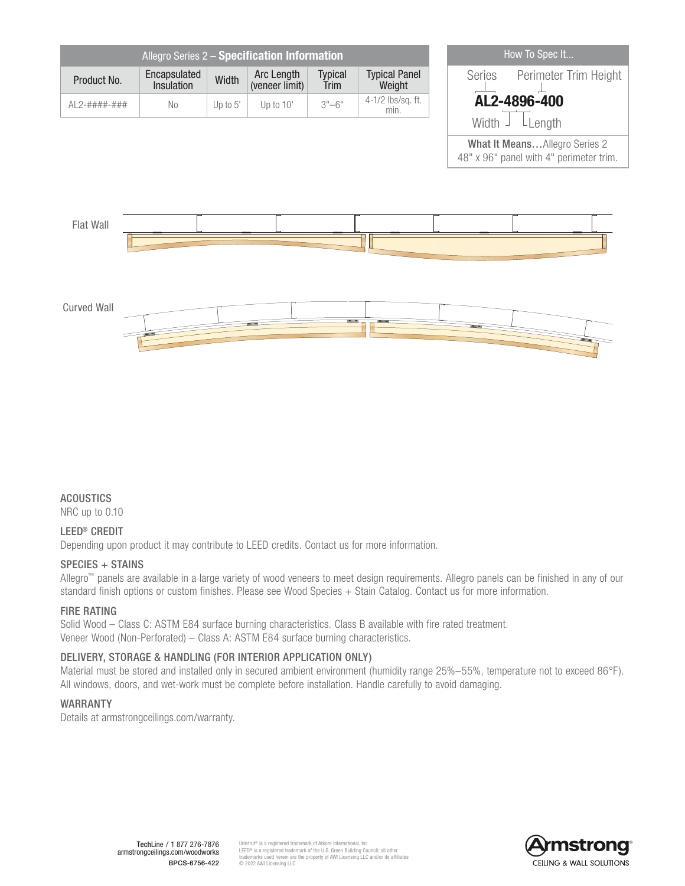| Allegro Series 2 – **Specification Information** | | | | | |
| --- | --- | --- | --- | --- | --- |
| Product No. | Encapsulated Insulation | Width | Arc Length (veneer limit) | Typical Trim | Typical Panel Weight |
| AL2-####-### | No | Up to 5' | Up to 10' | 3"–6" | 4-1/2 lbs/sq. ft. min. |

**How To Spec It...**

Series — Perimeter Trim Height

**AL2-4896-400**

Width — Length

**What It Means…** Allegro Series 2 48" x 96" panel with 4" perimeter trim.

Flat Wall

Curved Wall

### ACOUSTICS

NRC up to 0.10

### LEED® CREDIT

Depending upon product it may contribute to LEED credits. Contact us for more information.

### SPECIES + STAINS

Allegro™ panels are available in a large variety of wood veneers to meet design requirements. Allegro panels can be finished in any of our standard finish options or custom finishes. Please see Wood Species + Stain Catalog. Contact us for more information.

### FIRE RATING

Solid Wood – Class C: ASTM E84 surface burning characteristics. Class B available with fire rated treatment.
Veneer Wood (Non-Perforated) – Class A: ASTM E84 surface burning characteristics.

### DELIVERY, STORAGE & HANDLING (FOR INTERIOR APPLICATION ONLY)

Material must be stored and installed only in secured ambient environment (humidity range 25%–55%, temperature not to exceed 86°F). All windows, doors, and wet-work must be complete before installation. Handle carefully to avoid damaging.

### WARRANTY

Details at armstrongceilings.com/warranty.

TechLine / 1 877 276-7876
armstrongceilings.com/woodworks
BPCS-6756-422

Unistrut® is a registered trademark of Atkore International, Inc.
LEED® is a registered trademark of the U.S. Green Building Council; all other trademarks used herein are the property of AWI Licensing LLC and/or its affiliates
© 2022 AWI Licensing LLC

Armstrong® CEILING & WALL SOLUTIONS